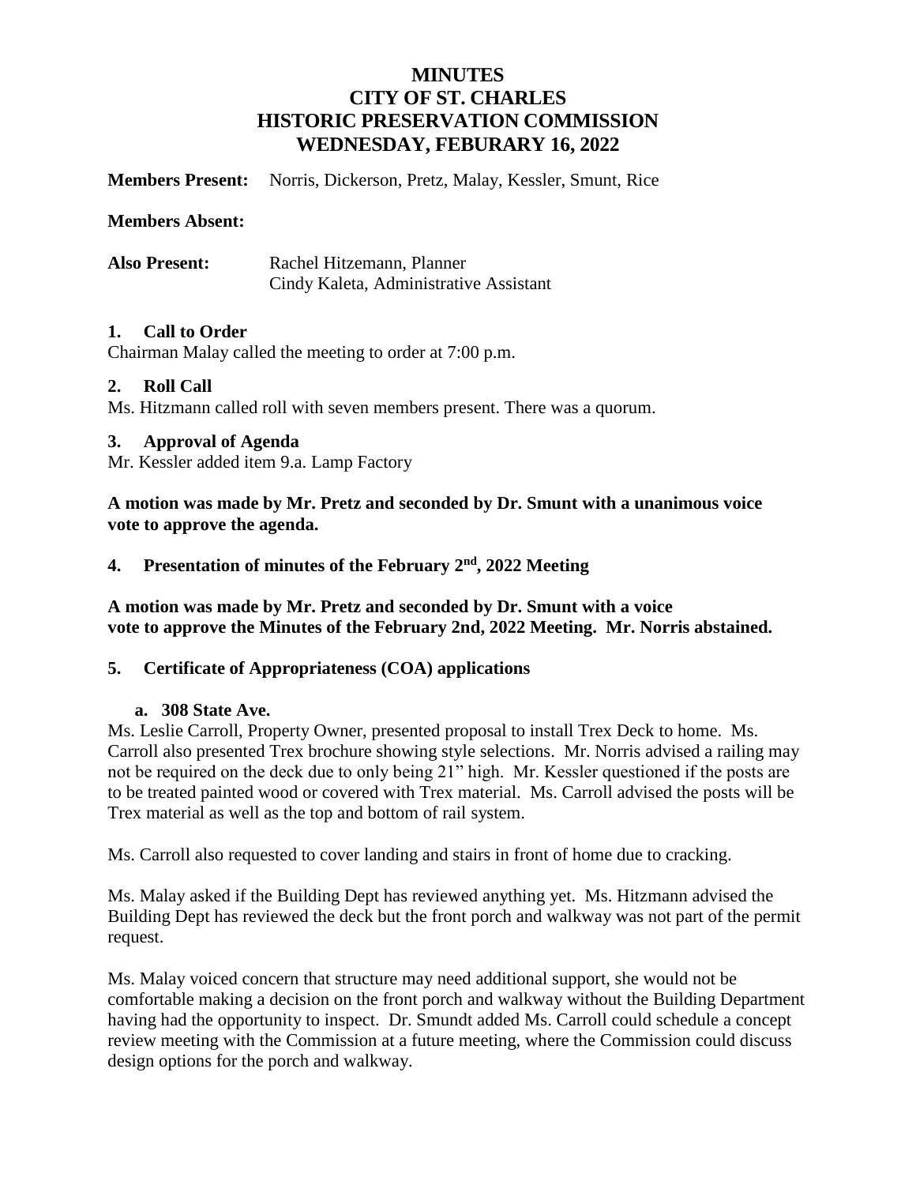# MINUTES
# CITY OF ST. CHARLES
# HISTORIC PRESERVATION COMMISSION
# WEDNESDAY, FEBURARY 16, 2022

**Members Present:** Norris, Dickerson, Pretz, Malay, Kessler, Smunt, Rice

**Members Absent:**

**Also Present:** Rachel Hitzemann, Planner
Cindy Kaleta, Administrative Assistant

### 1. Call to Order

Chairman Malay called the meeting to order at 7:00 p.m.

### 2. Roll Call

Ms. Hitzmann called roll with seven members present. There was a quorum.

### 3. Approval of Agenda

Mr. Kessler added item 9.a. Lamp Factory

**A motion was made by Mr. Pretz and seconded by Dr. Smunt with a unanimous voice vote to approve the agenda.**

### 4. Presentation of minutes of the February 2nd, 2022 Meeting

**A motion was made by Mr. Pretz and seconded by Dr. Smunt with a voice vote to approve the Minutes of the February 2nd, 2022 Meeting. Mr. Norris abstained.**

### 5. Certificate of Appropriateness (COA) applications

#### a. 308 State Ave.

Ms. Leslie Carroll, Property Owner, presented proposal to install Trex Deck to home. Ms. Carroll also presented Trex brochure showing style selections. Mr. Norris advised a railing may not be required on the deck due to only being 21" high. Mr. Kessler questioned if the posts are to be treated painted wood or covered with Trex material. Ms. Carroll advised the posts will be Trex material as well as the top and bottom of rail system.

Ms. Carroll also requested to cover landing and stairs in front of home due to cracking.

Ms. Malay asked if the Building Dept has reviewed anything yet. Ms. Hitzmann advised the Building Dept has reviewed the deck but the front porch and walkway was not part of the permit request.

Ms. Malay voiced concern that structure may need additional support, she would not be comfortable making a decision on the front porch and walkway without the Building Department having had the opportunity to inspect. Dr. Smundt added Ms. Carroll could schedule a concept review meeting with the Commission at a future meeting, where the Commission could discuss design options for the porch and walkway.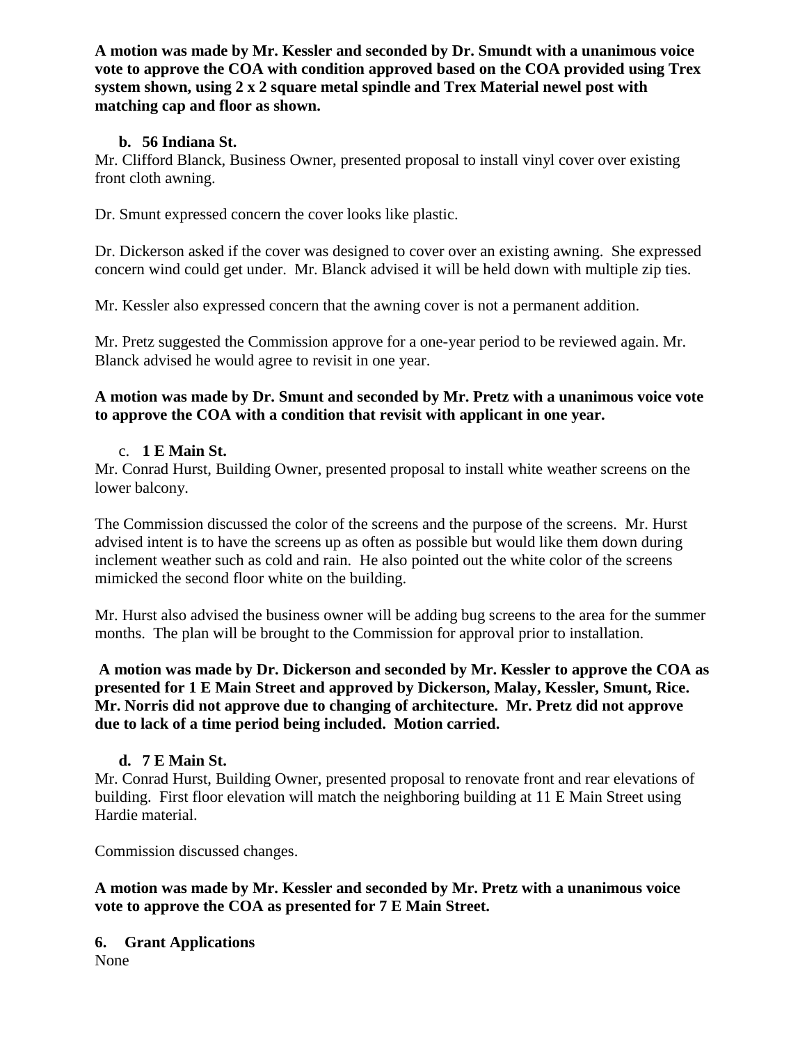**A motion was made by Mr. Kessler and seconded by Dr. Smundt with a unanimous voice vote to approve the COA with condition approved based on the COA provided using Trex system shown, using 2 x 2 square metal spindle and Trex Material newel post with matching cap and floor as shown.**

**b. 56 Indiana St.**

Mr. Clifford Blanck, Business Owner, presented proposal to install vinyl cover over existing front cloth awning.

Dr. Smunt expressed concern the cover looks like plastic.

Dr. Dickerson asked if the cover was designed to cover over an existing awning. She expressed concern wind could get under. Mr. Blanck advised it will be held down with multiple zip ties.

Mr. Kessler also expressed concern that the awning cover is not a permanent addition.

Mr. Pretz suggested the Commission approve for a one-year period to be reviewed again. Mr. Blanck advised he would agree to revisit in one year.

**A motion was made by Dr. Smunt and seconded by Mr. Pretz with a unanimous voice vote to approve the COA with a condition that revisit with applicant in one year.**

c. **1 E Main St.**

Mr. Conrad Hurst, Building Owner, presented proposal to install white weather screens on the lower balcony.

The Commission discussed the color of the screens and the purpose of the screens. Mr. Hurst advised intent is to have the screens up as often as possible but would like them down during inclement weather such as cold and rain. He also pointed out the white color of the screens mimicked the second floor white on the building.

Mr. Hurst also advised the business owner will be adding bug screens to the area for the summer months. The plan will be brought to the Commission for approval prior to installation.

**A motion was made by Dr. Dickerson and seconded by Mr. Kessler to approve the COA as presented for 1 E Main Street and approved by Dickerson, Malay, Kessler, Smunt, Rice. Mr. Norris did not approve due to changing of architecture. Mr. Pretz did not approve due to lack of a time period being included. Motion carried.**

**d. 7 E Main St.**

Mr. Conrad Hurst, Building Owner, presented proposal to renovate front and rear elevations of building. First floor elevation will match the neighboring building at 11 E Main Street using Hardie material.

Commission discussed changes.

**A motion was made by Mr. Kessler and seconded by Mr. Pretz with a unanimous voice vote to approve the COA as presented for 7 E Main Street.**

**6. Grant Applications**

None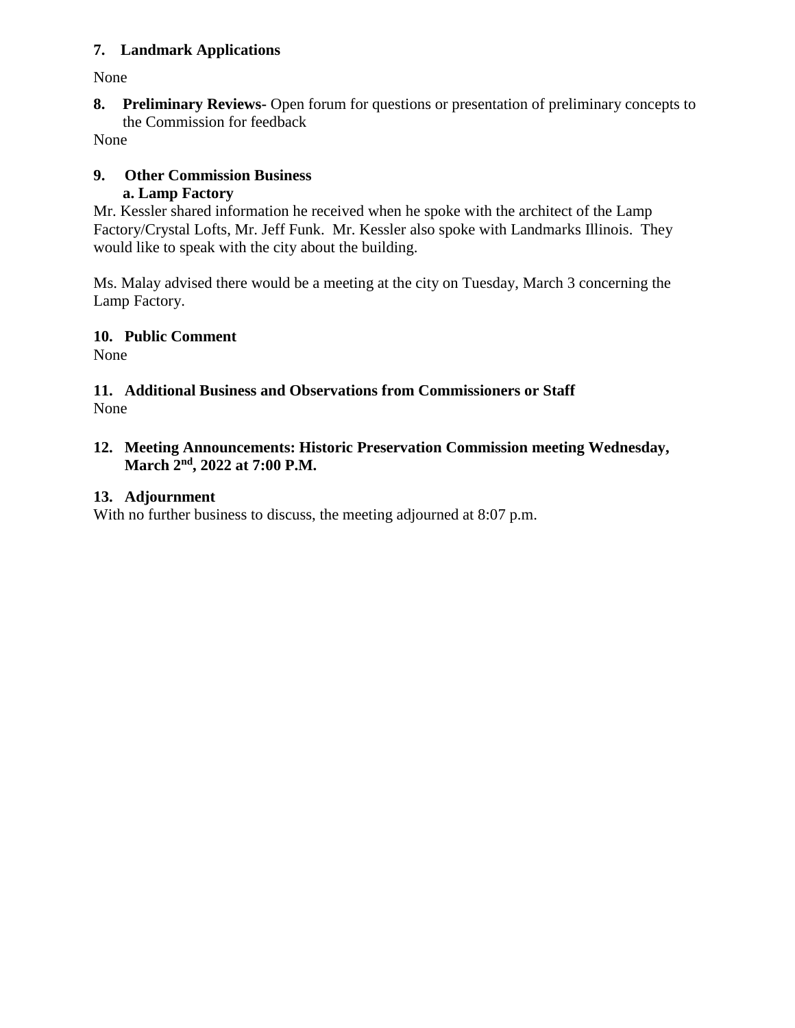**7. Landmark Applications**

None

**8. Preliminary Reviews-** Open forum for questions or presentation of preliminary concepts to the Commission for feedback

None

**9. Other Commission Business**

**a. Lamp Factory**

Mr. Kessler shared information he received when he spoke with the architect of the Lamp Factory/Crystal Lofts, Mr. Jeff Funk. Mr. Kessler also spoke with Landmarks Illinois. They would like to speak with the city about the building.

Ms. Malay advised there would be a meeting at the city on Tuesday, March 3 concerning the Lamp Factory.

**10. Public Comment**

None

**11. Additional Business and Observations from Commissioners or Staff**

None

**12. Meeting Announcements: Historic Preservation Commission meeting Wednesday, March 2nd, 2022 at 7:00 P.M.**

**13. Adjournment**

With no further business to discuss, the meeting adjourned at 8:07 p.m.